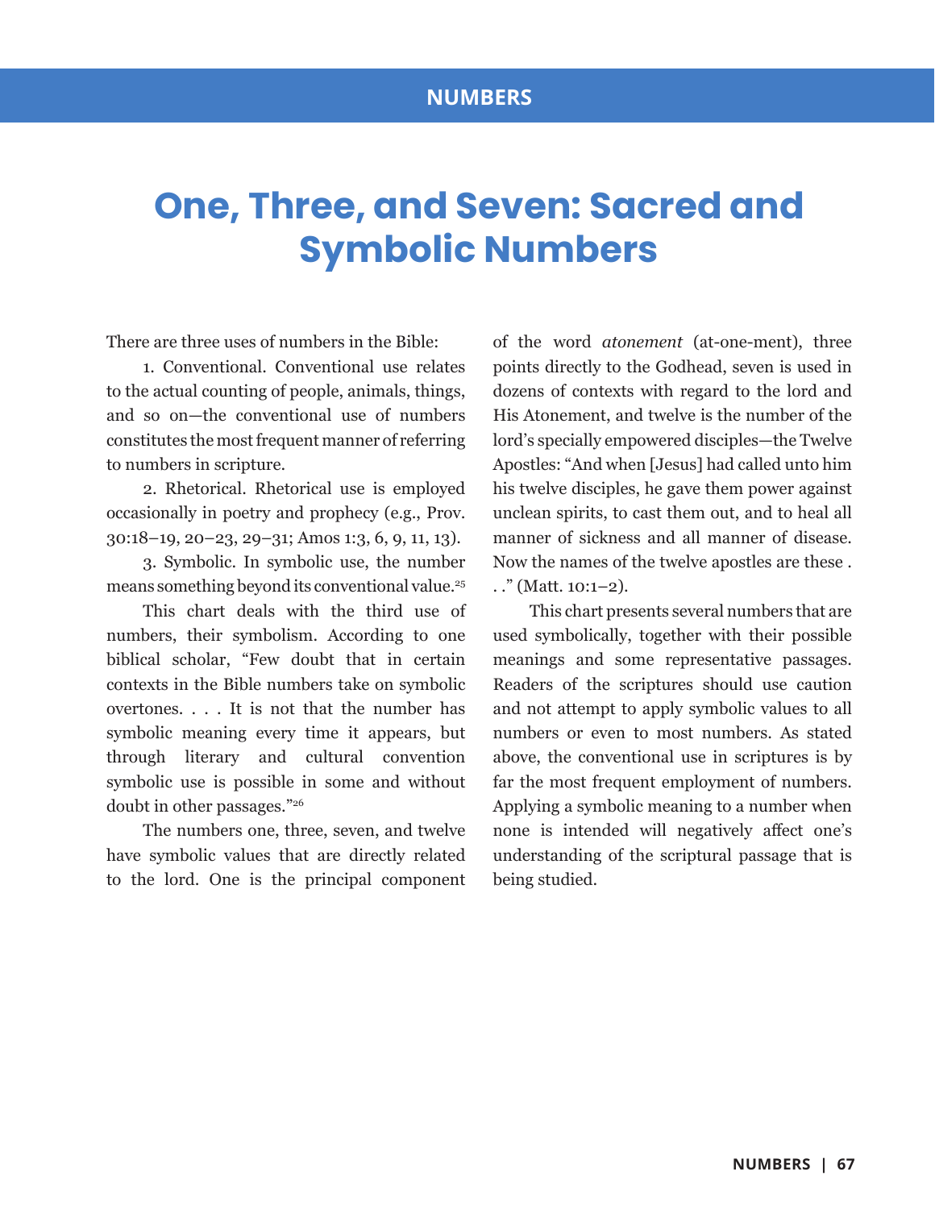# One, Three, and Seven: Sacred and Symbolic Numbers

There are three uses of numbers in the Bible:

1. Conventional. Conventional use relates to the actual counting of people, animals, things, and so on—the conventional use of numbers constitutes the most frequent manner of referring to numbers in scripture.

2. Rhetorical. Rhetorical use is employed occasionally in poetry and prophecy (e.g., Prov. 30:18–19, 20–23, 29–31; Amos 1:3, 6, 9, 11, 13).

3. Symbolic. In symbolic use, the number means something beyond its conventional value.[25]

This chart deals with the third use of numbers, their symbolism. According to one biblical scholar, "Few doubt that in certain contexts in the Bible numbers take on symbolic overtones. . . . It is not that the number has symbolic meaning every time it appears, but through literary and cultural convention symbolic use is possible in some and without doubt in other passages."[26]

The numbers one, three, seven, and twelve have symbolic values that are directly related to the lord. One is the principal component of the word *atonement* (at-one-ment), three points directly to the Godhead, seven is used in dozens of contexts with regard to the lord and His Atonement, and twelve is the number of the lord's specially empowered disciples—the Twelve Apostles: "And when [Jesus] had called unto him his twelve disciples, he gave them power against unclean spirits, to cast them out, and to heal all manner of sickness and all manner of disease. Now the names of the twelve apostles are these . . ." (Matt. 10:1–2).

This chart presents several numbers that are used symbolically, together with their possible meanings and some representative passages. Readers of the scriptures should use caution and not attempt to apply symbolic values to all numbers or even to most numbers. As stated above, the conventional use in scriptures is by far the most frequent employment of numbers. Applying a symbolic meaning to a number when none is intended will negatively affect one's understanding of the scriptural passage that is being studied.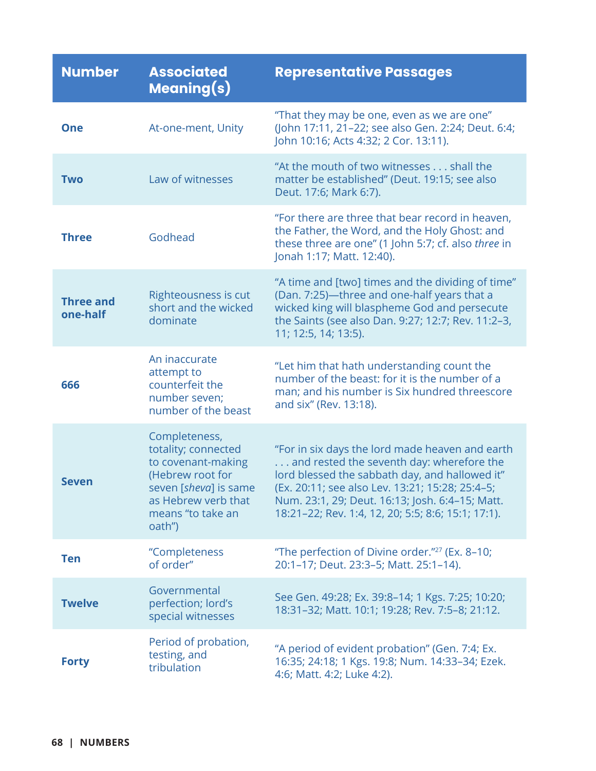| Number | Associated Meaning(s) | Representative Passages |
|---|---|---|
| **One** | At-one-ment, Unity | "That they may be one, even as we are one" (John 17:11, 21–22; see also Gen. 2:24; Deut. 6:4; John 10:16; Acts 4:32; 2 Cor. 13:11). |
| **Two** | Law of witnesses | "At the mouth of two witnesses . . . shall the matter be established" (Deut. 19:15; see also Deut. 17:6; Mark 6:7). |
| **Three** | Godhead | "For there are three that bear record in heaven, the Father, the Word, and the Holy Ghost: and these three are one" (1 John 5:7; cf. also *three* in Jonah 1:17; Matt. 12:40). |
| **Three and one-half** | Righteousness is cut short and the wicked dominate | "A time and [two] times and the dividing of time" (Dan. 7:25)—three and one-half years that a wicked king will blaspheme God and persecute the Saints (see also Dan. 9:27; 12:7; Rev. 11:2–3, 11; 12:5, 14; 13:5). |
| **666** | An inaccurate attempt to counterfeit the number seven; number of the beast | "Let him that hath understanding count the number of the beast: for it is the number of a man; and his number is Six hundred threescore and six" (Rev. 13:18). |
| **Seven** | Completeness, totality; connected to covenant-making (Hebrew root for seven [*sheva*] is same as Hebrew verb that means "to take an oath") | "For in six days the lord made heaven and earth . . . and rested the seventh day: wherefore the lord blessed the sabbath day, and hallowed it" (Ex. 20:11; see also Lev. 13:21; 15:28; 25:4–5; Num. 23:1, 29; Deut. 16:13; Josh. 6:4–15; Matt. 18:21–22; Rev. 1:4, 12, 20; 5:5; 8:6; 15:1; 17:1). |
| **Ten** | "Completeness of order" | "The perfection of Divine order."[27] (Ex. 8–10; 20:1–17; Deut. 23:3–5; Matt. 25:1–14). |
| **Twelve** | Governmental perfection; lord's special witnesses | See Gen. 49:28; Ex. 39:8–14; 1 Kgs. 7:25; 10:20; 18:31–32; Matt. 10:1; 19:28; Rev. 7:5–8; 21:12. |
| **Forty** | Period of probation, testing, and tribulation | "A period of evident probation" (Gen. 7:4; Ex. 16:35; 24:18; 1 Kgs. 19:8; Num. 14:33–34; Ezek. 4:6; Matt. 4:2; Luke 4:2). |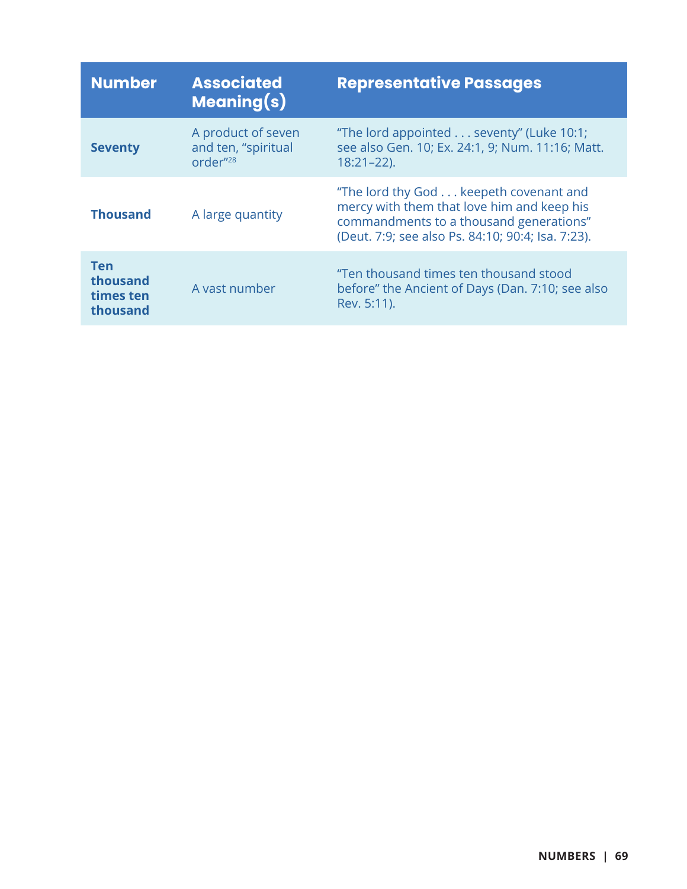| Number | Associated Meaning(s) | Representative Passages |
|---|---|---|
| **Seventy** | A product of seven and ten, "spiritual order"[28] | "The lord appointed . . . seventy" (Luke 10:1; see also Gen. 10; Ex. 24:1, 9; Num. 11:16; Matt. 18:21–22). |
| **Thousand** | A large quantity | "The lord thy God . . . keepeth covenant and mercy with them that love him and keep his commandments to a thousand generations" (Deut. 7:9; see also Ps. 84:10; 90:4; Isa. 7:23). |
| **Ten thousand times ten thousand** | A vast number | "Ten thousand times ten thousand stood before" the Ancient of Days (Dan. 7:10; see also Rev. 5:11). |